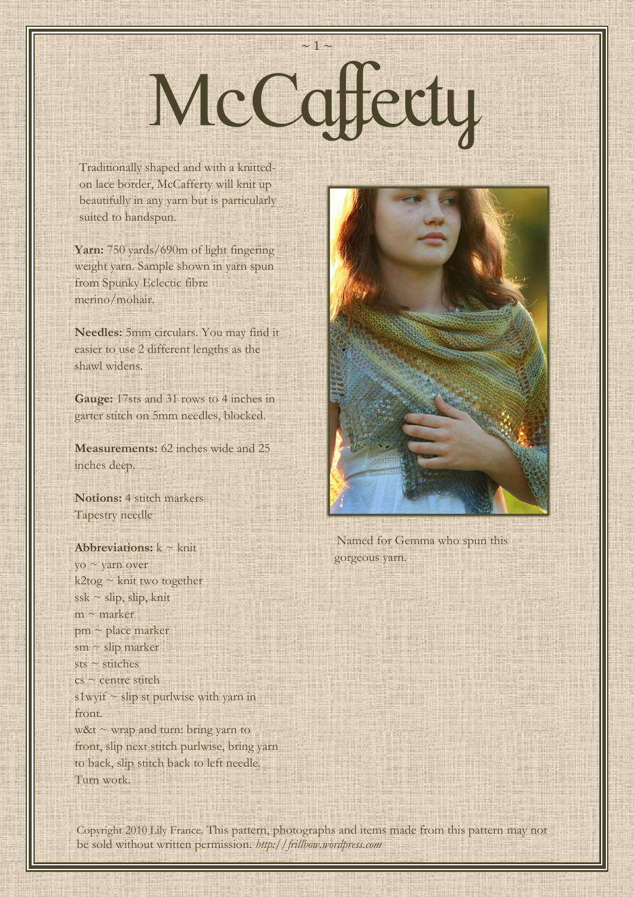# McCafferty

Traditionally shaped and with a knitted-on lace border, McCafferty will knit up beautifully in any yarn but is particularly suited to handspun.

**Yarn:** 750 yards/690m of light fingering weight yarn. Sample shown in yarn spun from Spunky Eclectic fibre merino/mohair.

**Needles:** 5mm circulars. You may find it easier to use 2 different lengths as the shawl widens.

**Gauge:** 17sts and 31 rows to 4 inches in garter stitch on 5mm needles, blocked.

**Measurements:** 62 inches wide and 25 inches deep.

**Notions:** 4 stitch markers
Tapestry needle

**Abbreviations:** k ~ knit
yo ~ yarn over
k2tog ~ knit two together
ssk ~ slip, slip, knit
m ~ marker
pm ~ place marker
sm ~ slip marker
sts ~ stitches
cs ~ centre stitch
s1wyif ~ slip st purlwise with yarn in front.
w&t ~ wrap and turn: bring yarn to front, slip next stitch purlwise, bring yarn to back, slip stitch back to left needle. Turn work.

Named for Gemma who spun this gorgeous yarn.

Copyright 2010 Lily France. This pattern, photographs and items made from this pattern may not be sold without written permission. *http://frillbow.wordpress.com*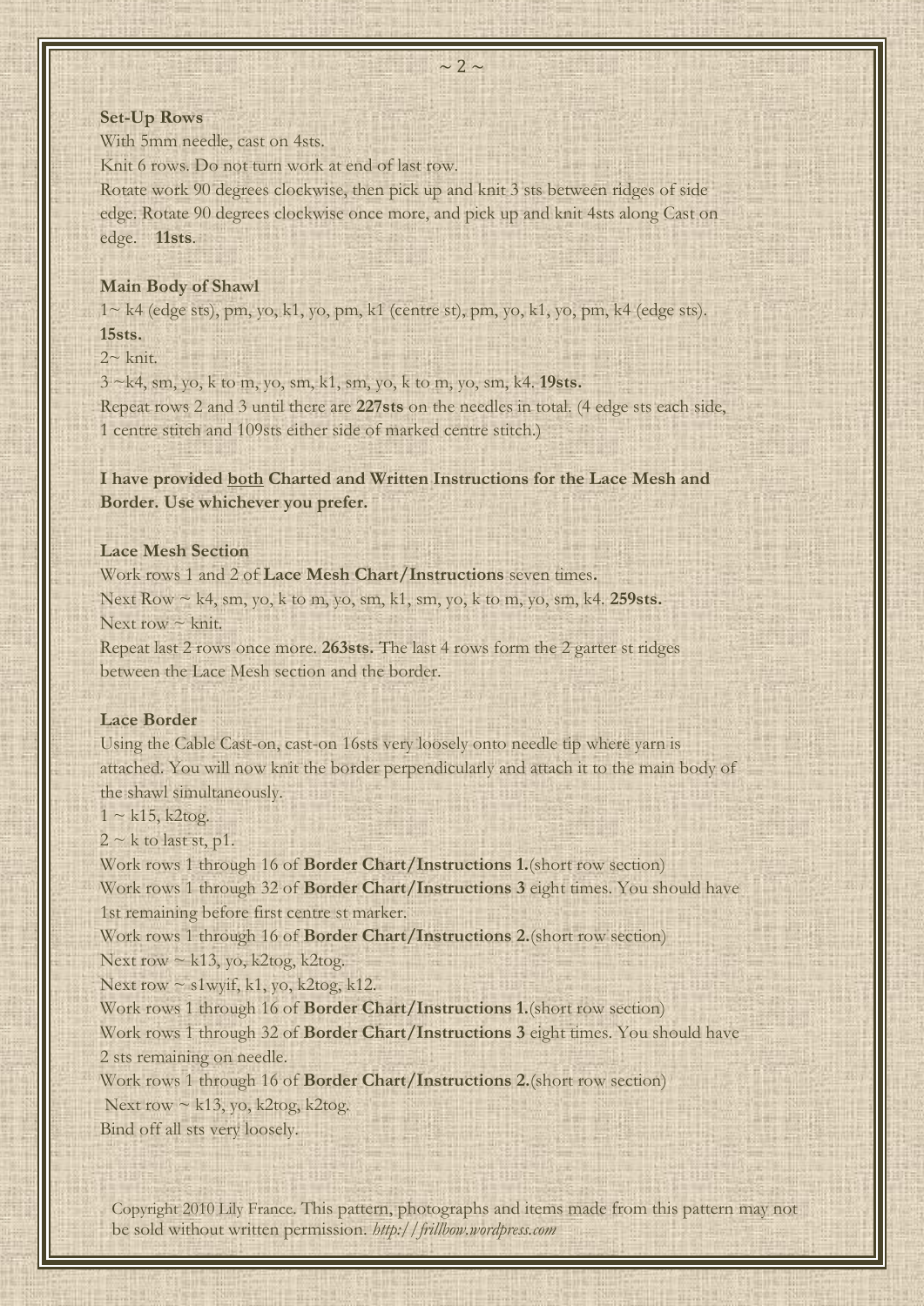**Set-Up Rows**

With 5mm needle, cast on 4sts.

Knit 6 rows. Do not turn work at end of last row.

Rotate work 90 degrees clockwise, then pick up and knit 3 sts between ridges of side edge. Rotate 90 degrees clockwise once more, and pick up and knit 4sts along Cast on edge. **11sts**.

**Main Body of Shawl**

1~ k4 (edge sts), pm, yo, k1, yo, pm, k1 (centre st), pm, yo, k1, yo, pm, k4 (edge sts). **15sts.**

2~ knit.

3 ~k4, sm, yo, k to m, yo, sm, k1, sm, yo, k to m, yo, sm, k4. **19sts.**

Repeat rows 2 and 3 until there are **227sts** on the needles in total. (4 edge sts each side, 1 centre stitch and 109sts either side of marked centre stitch.)

**I have provided** **<u>both</u>** **Charted and Written Instructions for the Lace Mesh and Border. Use whichever you prefer.**

**Lace Mesh Section**

Work rows 1 and 2 of **Lace Mesh Chart/Instructions** seven times.

Next Row ~ k4, sm, yo, k to m, yo, sm, k1, sm, yo, k to m, yo, sm, k4. **259sts.**

Next row ~ knit.

Repeat last 2 rows once more. **263sts.** The last 4 rows form the 2 garter st ridges between the Lace Mesh section and the border.

**Lace Border**

Using the Cable Cast-on, cast-on 16sts very loosely onto needle tip where yarn is attached. You will now knit the border perpendicularly and attach it to the main body of the shawl simultaneously.

1 ~ k15, k2tog.

2 ~ k to last st, p1.

Work rows 1 through 16 of **Border Chart/Instructions 1.**(short row section)

Work rows 1 through 32 of **Border Chart/Instructions 3** eight times. You should have 1st remaining before first centre st marker.

Work rows 1 through 16 of **Border Chart/Instructions 2.**(short row section)

Next row ~ k13, yo, k2tog, k2tog.

Next row ~ s1wyif, k1, yo, k2tog, k12.

Work rows 1 through 16 of **Border Chart/Instructions 1.**(short row section)

Work rows 1 through 32 of **Border Chart/Instructions 3** eight times. You should have 2 sts remaining on needle.

Work rows 1 through 16 of **Border Chart/Instructions 2.**(short row section)

Next row ~ k13, yo, k2tog, k2tog.

Bind off all sts very loosely.

Copyright 2010 Lily France. This pattern, photographs and items made from this pattern may not be sold without written permission. *http://frillbow.wordpress.com*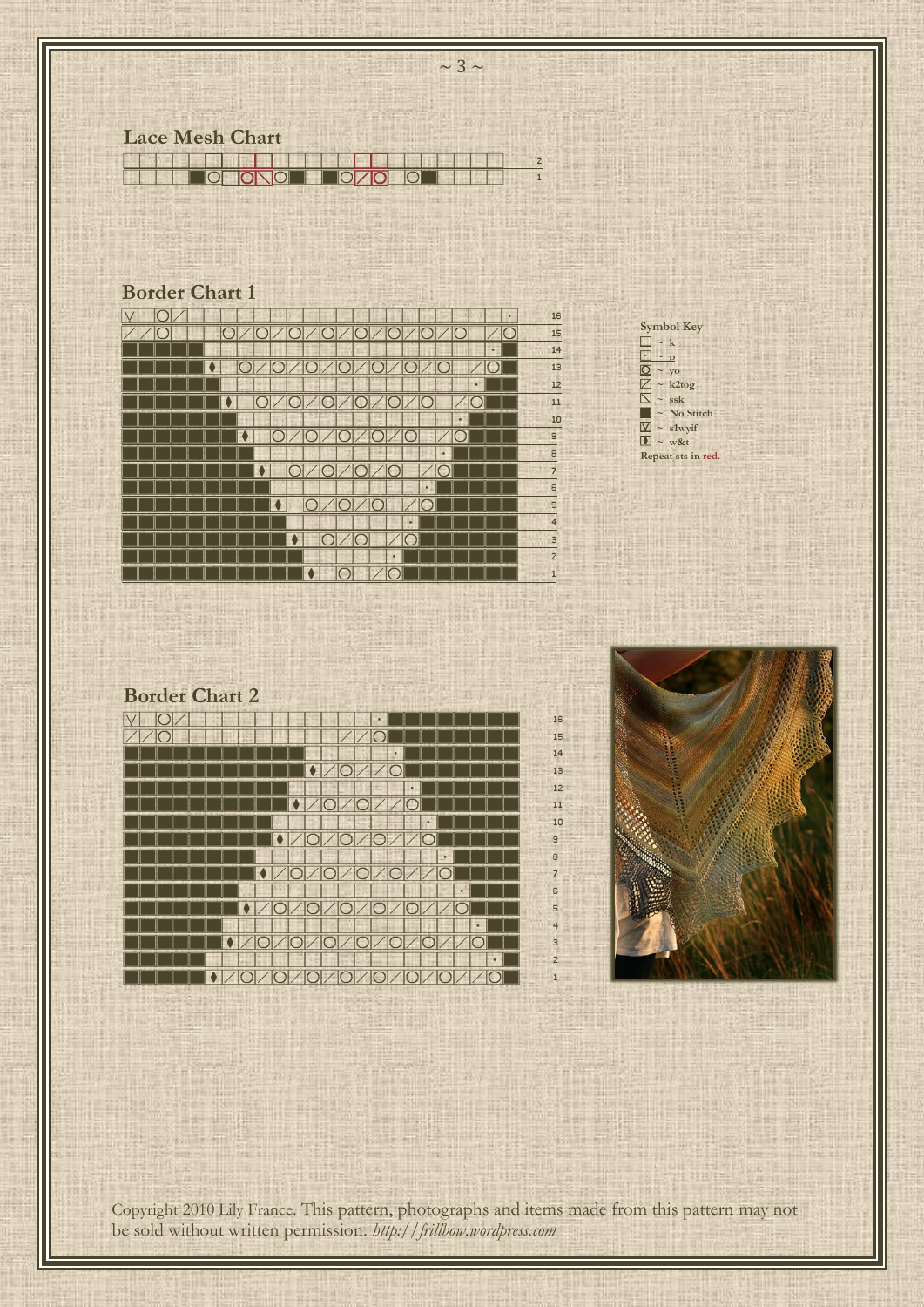## Lace Mesh Chart

## Border Chart 1

**Symbol Key**

- □ ~ k
- ⊡ ~ p
- ◯ ~ yo
- ⟋ ~ k2tog
- ⟍ ~ ssk
- ■ ~ No Stitch
- V ~ sl1wyif
- ♦ ~ w&t

Repeat sts in red.

## Border Chart 2

Copyright 2010 Lily France. This pattern, photographs and items made from this pattern may not be sold without written permission. *http://frillbow.wordpress.com*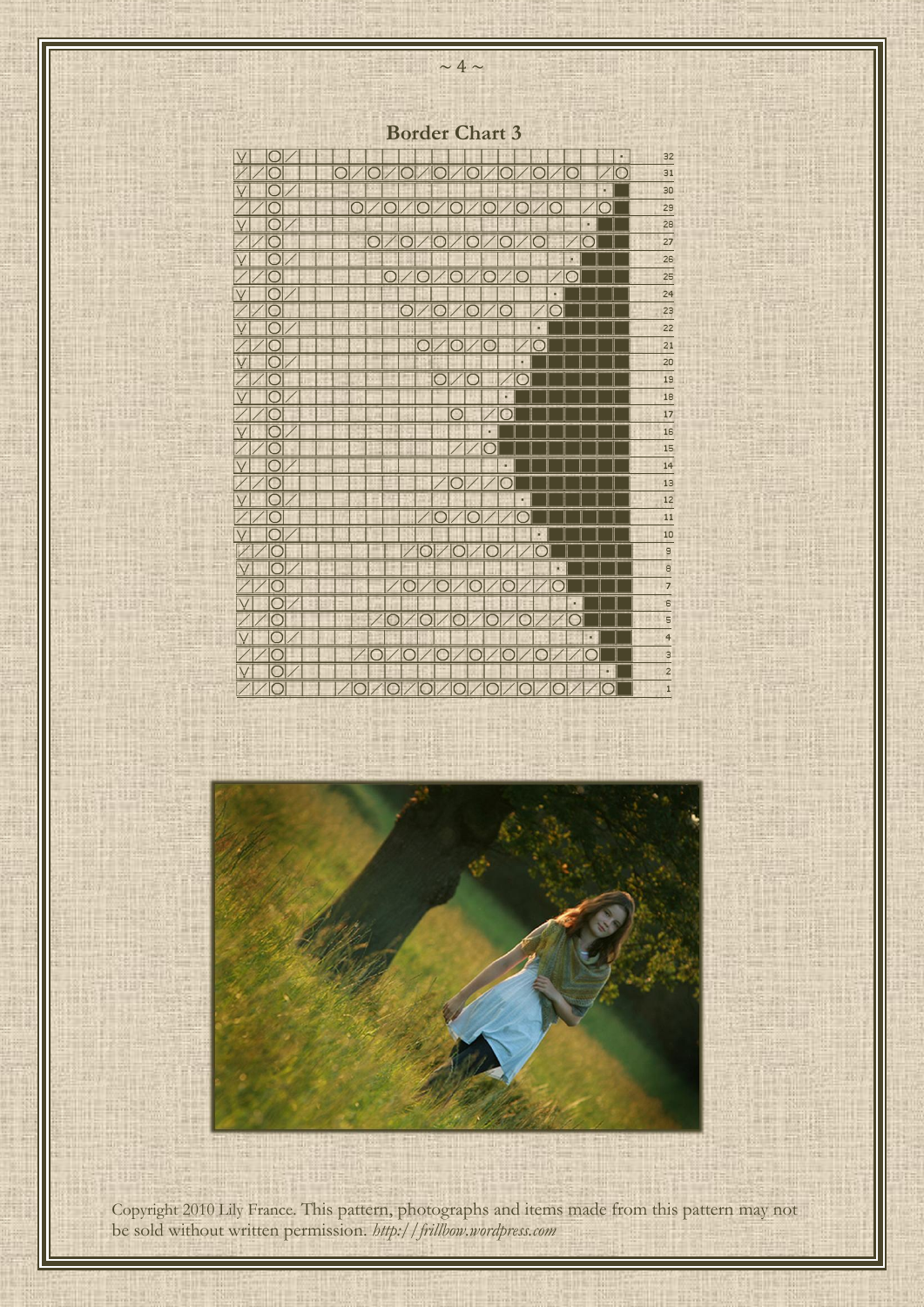## Border Chart 3

Copyright 2010 Lily France. This pattern, photographs and items made from this pattern may not be sold without written permission. *http://frillbow.wordpress.com*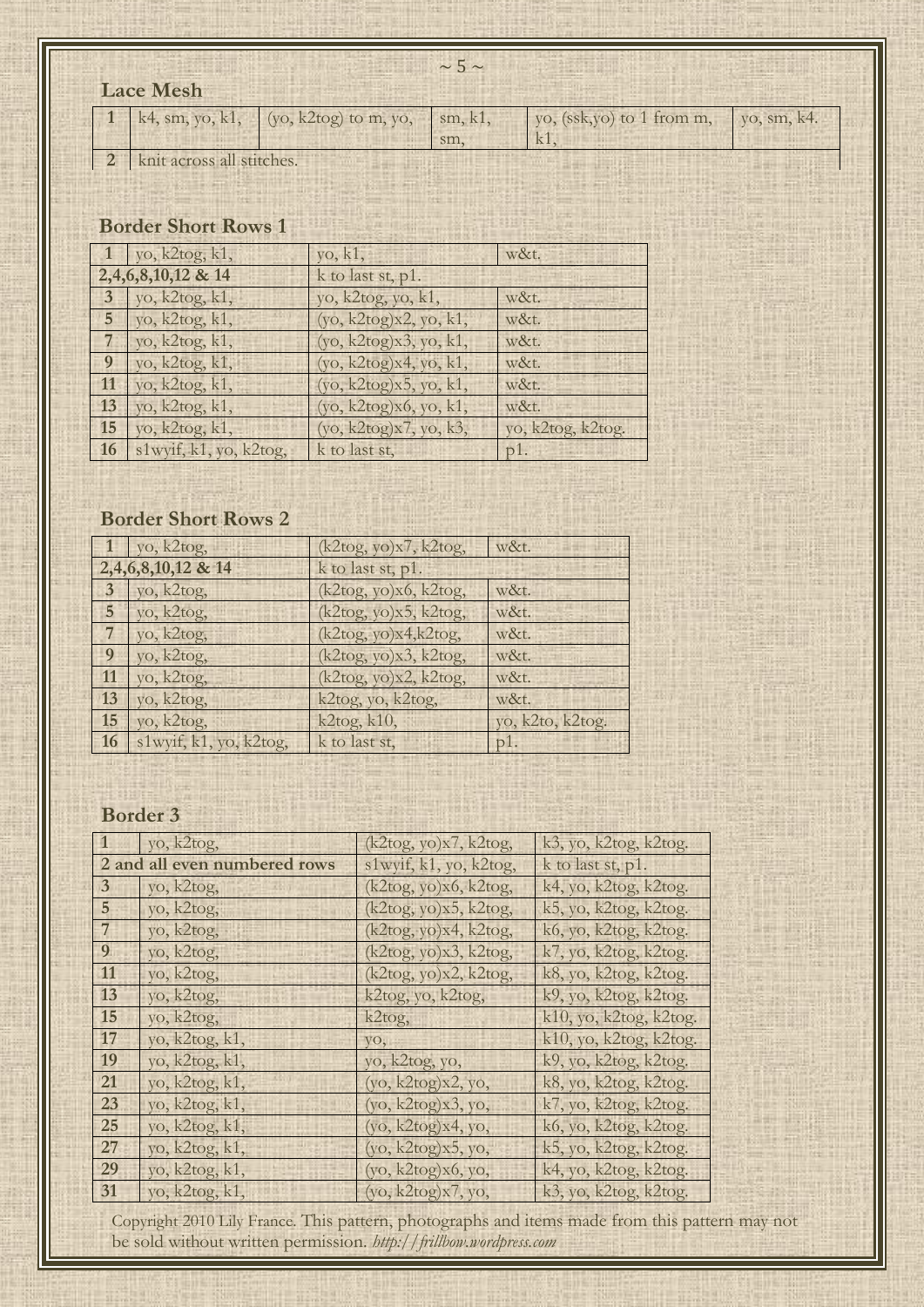## Lace Mesh

| | | | | | |
|---|---|---|---|---|---|
| 1 | k4, sm, yo, k1, | (yo, k2tog) to m, yo, | sm, k1, sm, | yo, (ssk,yo) to 1 from m, k1, | yo, sm, k4. |
| 2 | knit across all stitches. | | | | |

## Border Short Rows 1

| | | | |
|---|---|---|---|
| 1 | yo, k2tog, k1, | yo, k1, | w&t. |
| 2,4,6,8,10,12 & 14 | | k to last st, p1. | |
| 3 | yo, k2tog, k1, | yo, k2tog, yo, k1, | w&t. |
| 5 | yo, k2tog, k1, | (yo, k2tog)x2, yo, k1, | w&t. |
| 7 | yo, k2tog, k1, | (yo, k2tog)x3, yo, k1, | w&t. |
| 9 | yo, k2tog, k1, | (yo, k2tog)x4, yo, k1, | w&t. |
| 11 | yo, k2tog, k1, | (yo, k2tog)x5, yo, k1, | w&t. |
| 13 | yo, k2tog, k1, | (yo, k2tog)x6, yo, k1, | w&t. |
| 15 | yo, k2tog, k1, | (yo, k2tog)x7, yo, k3, | yo, k2tog, k2tog. |
| 16 | s1wyif, k1, yo, k2tog, | k to last st, | p1. |

## Border Short Rows 2

| | | | |
|---|---|---|---|
| 1 | yo, k2tog, | (k2tog, yo)x7, k2tog, | w&t. |
| 2,4,6,8,10,12 & 14 | | k to last st, p1. | |
| 3 | yo, k2tog, | (k2tog, yo)x6, k2tog, | w&t. |
| 5 | yo, k2tog, | (k2tog, yo)x5, k2tog, | w&t. |
| 7 | yo, k2tog, | (k2tog, yo)x4,k2tog, | w&t. |
| 9 | yo, k2tog, | (k2tog, yo)x3, k2tog, | w&t. |
| 11 | yo, k2tog, | (k2tog, yo)x2, k2tog, | w&t. |
| 13 | yo, k2tog, | k2tog, yo, k2tog, | w&t. |
| 15 | yo, k2tog, | k2tog, k10, | yo, k2to, k2tog. |
| 16 | s1wyif, k1, yo, k2tog, | k to last st, | p1. |

## Border 3

| | | | |
|---|---|---|---|
| 1 | yo, k2tog, | (k2tog, yo)x7, k2tog, | k3, yo, k2tog, k2tog. |
| 2 and all even numbered rows | | s1wyif, k1, yo, k2tog, | k to last st, p1. |
| 3 | yo, k2tog, | (k2tog, yo)x6, k2tog, | k4, yo, k2tog, k2tog. |
| 5 | yo, k2tog, | (k2tog, yo)x5, k2tog, | k5, yo, k2tog, k2tog. |
| 7 | yo, k2tog, | (k2tog, yo)x4, k2tog, | k6, yo, k2tog, k2tog. |
| 9 | yo, k2tog, | (k2tog, yo)x3, k2tog, | k7, yo, k2tog, k2tog. |
| 11 | yo, k2tog, | (k2tog, yo)x2, k2tog, | k8, yo, k2tog, k2tog. |
| 13 | yo, k2tog, | k2tog, yo, k2tog, | k9, yo, k2tog, k2tog. |
| 15 | yo, k2tog, | k2tog, | k10, yo, k2tog, k2tog. |
| 17 | yo, k2tog, k1, | yo, | k10, yo, k2tog, k2tog. |
| 19 | yo, k2tog, k1, | yo, k2tog, yo, | k9, yo, k2tog, k2tog. |
| 21 | yo, k2tog, k1, | (yo, k2tog)x2, yo, | k8, yo, k2tog, k2tog. |
| 23 | yo, k2tog, k1, | (yo, k2tog)x3, yo, | k7, yo, k2tog, k2tog. |
| 25 | yo, k2tog, k1, | (yo, k2tog)x4, yo, | k6, yo, k2tog, k2tog. |
| 27 | yo, k2tog, k1, | (yo, k2tog)x5, yo, | k5, yo, k2tog, k2tog. |
| 29 | yo, k2tog, k1, | (yo, k2tog)x6, yo, | k4, yo, k2tog, k2tog. |
| 31 | yo, k2tog, k1, | (yo, k2tog)x7, yo, | k3, yo, k2tog, k2tog. |

Copyright 2010 Lily France. This pattern, photographs and items made from this pattern may not be sold without written permission. *http://frillbow.wordpress.com*